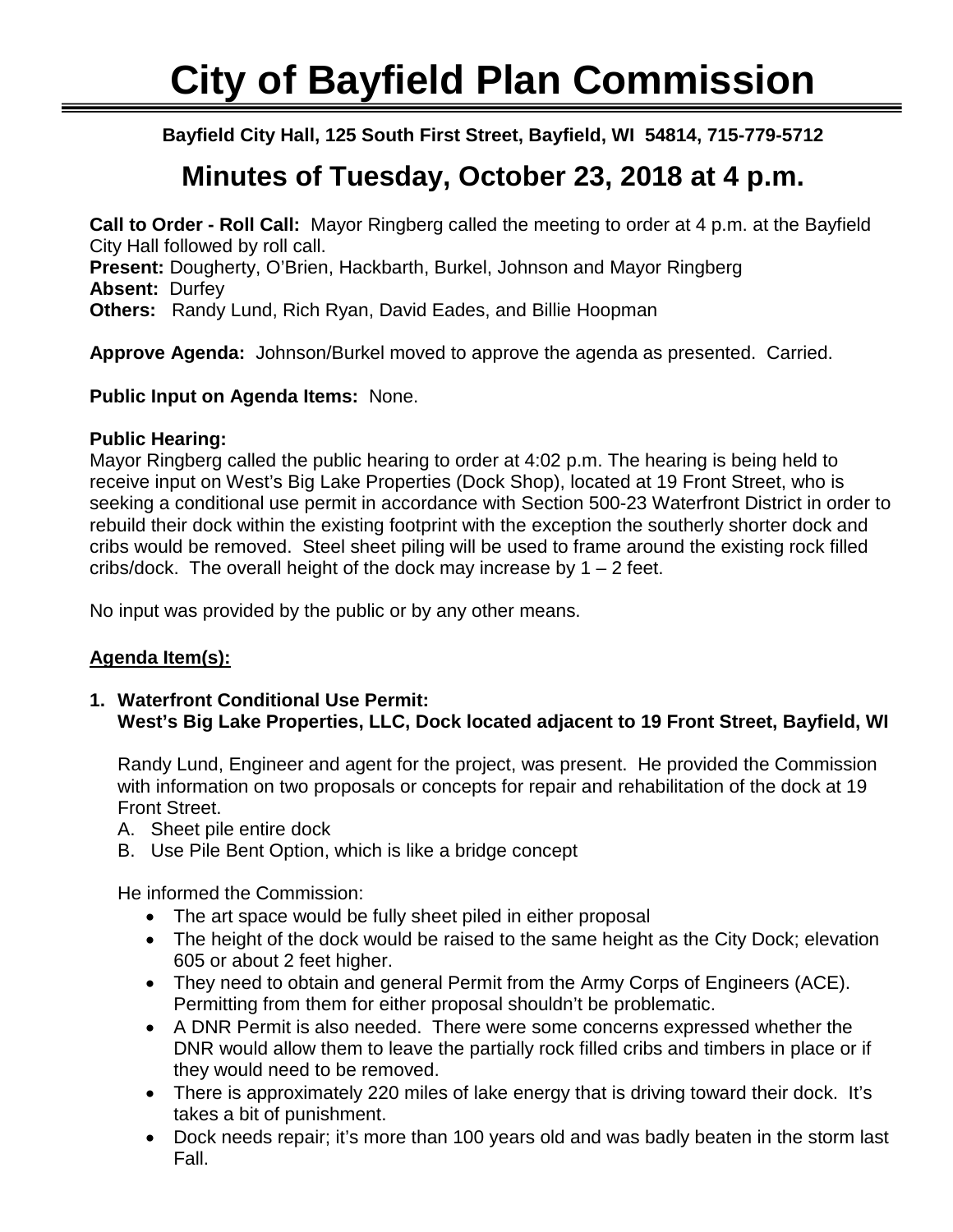# City of Bayfield Plan Commission

**Bayfield City Hall, 125 South First Street, Bayfield, WI 54814, 715-779-5712**

## Minutes of Tuesday, October 23, 2018 at 4 p.m.

**Call to Order - Roll Call:** Mayor Ringberg called the meeting to order at 4 p.m. at the Bayfield City Hall followed by roll call.
**Present:** Dougherty, O'Brien, Hackbarth, Burkel, Johnson and Mayor Ringberg
**Absent:** Durfey
**Others:** Randy Lund, Rich Ryan, David Eades, and Billie Hoopman

**Approve Agenda:** Johnson/Burkel moved to approve the agenda as presented. Carried.

**Public Input on Agenda Items:** None.

**Public Hearing:**
Mayor Ringberg called the public hearing to order at 4:02 p.m. The hearing is being held to receive input on West's Big Lake Properties (Dock Shop), located at 19 Front Street, who is seeking a conditional use permit in accordance with Section 500-23 Waterfront District in order to rebuild their dock within the existing footprint with the exception the southerly shorter dock and cribs would be removed. Steel sheet piling will be used to frame around the existing rock filled cribs/dock. The overall height of the dock may increase by 1 – 2 feet.

No input was provided by the public or by any other means.

**Agenda Item(s):**

1. **Waterfront Conditional Use Permit:**
   **West's Big Lake Properties, LLC, Dock located adjacent to 19 Front Street, Bayfield, WI**

   Randy Lund, Engineer and agent for the project, was present. He provided the Commission with information on two proposals or concepts for repair and rehabilitation of the dock at 19 Front Street.

   A. Sheet pile entire dock
   B. Use Pile Bent Option, which is like a bridge concept

   He informed the Commission:

   - The art space would be fully sheet piled in either proposal
   - The height of the dock would be raised to the same height as the City Dock; elevation 605 or about 2 feet higher.
   - They need to obtain and general Permit from the Army Corps of Engineers (ACE). Permitting from them for either proposal shouldn't be problematic.
   - A DNR Permit is also needed. There were some concerns expressed whether the DNR would allow them to leave the partially rock filled cribs and timbers in place or if they would need to be removed.
   - There is approximately 220 miles of lake energy that is driving toward their dock. It's takes a bit of punishment.
   - Dock needs repair; it's more than 100 years old and was badly beaten in the storm last Fall.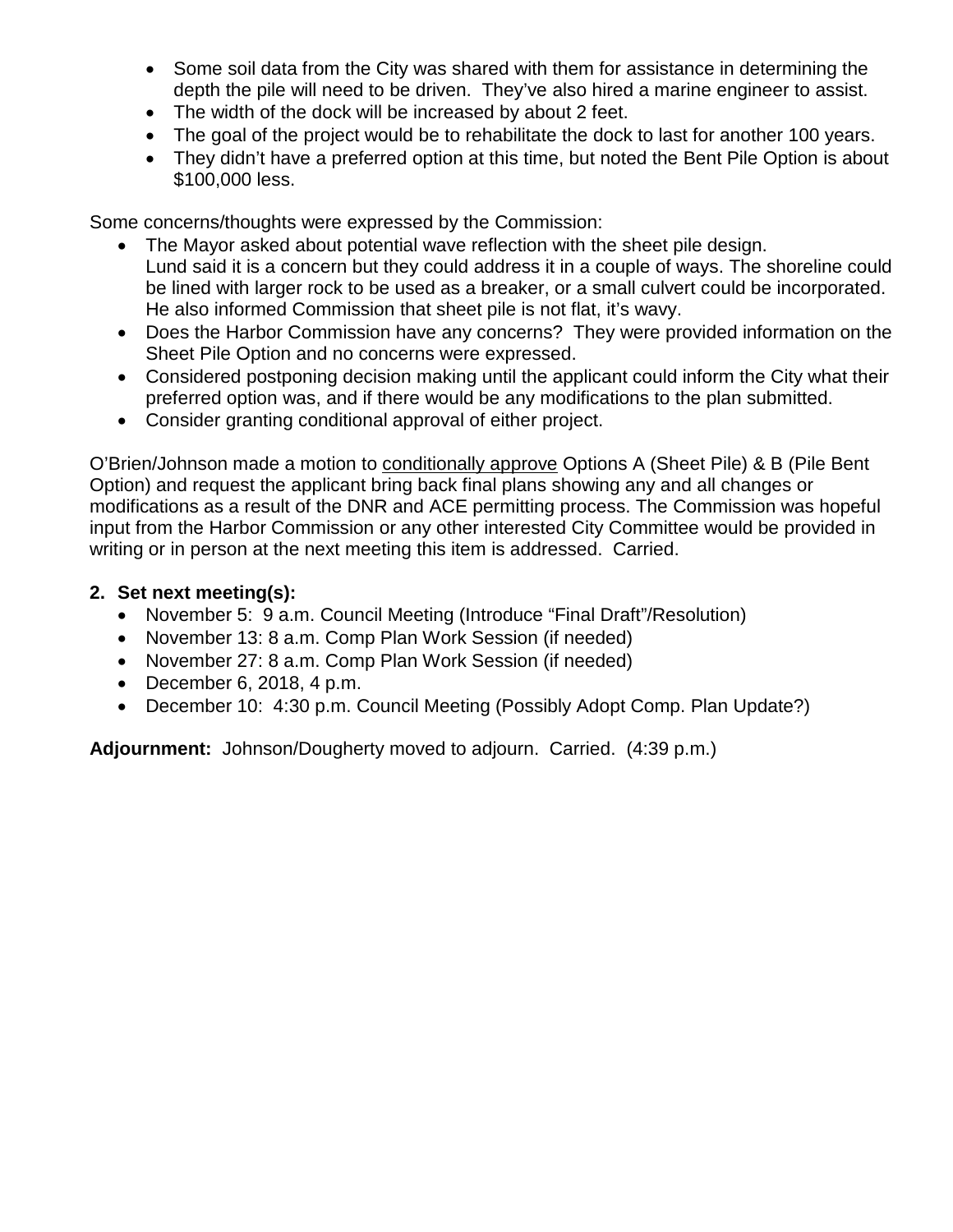- Some soil data from the City was shared with them for assistance in determining the depth the pile will need to be driven. They've also hired a marine engineer to assist.
- The width of the dock will be increased by about 2 feet.
- The goal of the project would be to rehabilitate the dock to last for another 100 years.
- They didn't have a preferred option at this time, but noted the Bent Pile Option is about $100,000 less.

Some concerns/thoughts were expressed by the Commission:

- The Mayor asked about potential wave reflection with the sheet pile design.
  Lund said it is a concern but they could address it in a couple of ways. The shoreline could be lined with larger rock to be used as a breaker, or a small culvert could be incorporated. He also informed Commission that sheet pile is not flat, it's wavy.
- Does the Harbor Commission have any concerns? They were provided information on the Sheet Pile Option and no concerns were expressed.
- Considered postponing decision making until the applicant could inform the City what their preferred option was, and if there would be any modifications to the plan submitted.
- Consider granting conditional approval of either project.

O'Brien/Johnson made a motion to <u>conditionally approve</u> Options A (Sheet Pile) & B (Pile Bent Option) and request the applicant bring back final plans showing any and all changes or modifications as a result of the DNR and ACE permitting process. The Commission was hopeful input from the Harbor Commission or any other interested City Committee would be provided in writing or in person at the next meeting this item is addressed. Carried.

**2. Set next meeting(s):**

- November 5: 9 a.m. Council Meeting (Introduce "Final Draft"/Resolution)
- November 13: 8 a.m. Comp Plan Work Session (if needed)
- November 27: 8 a.m. Comp Plan Work Session (if needed)
- December 6, 2018, 4 p.m.
- December 10: 4:30 p.m. Council Meeting (Possibly Adopt Comp. Plan Update?)

**Adjournment:** Johnson/Dougherty moved to adjourn. Carried. (4:39 p.m.)